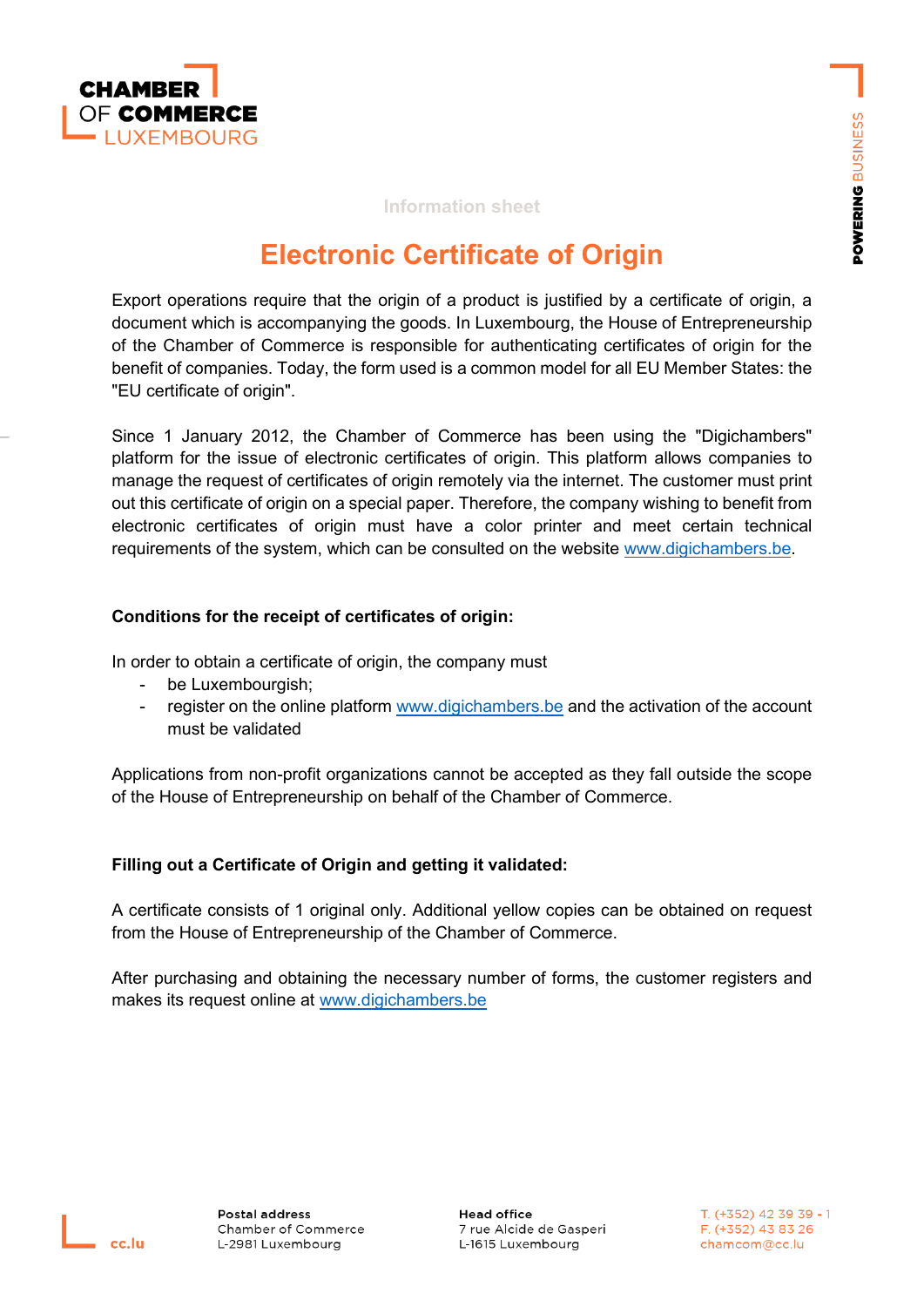Information sheet

# Electronic Certificate of Origin

Export operations require that the origin of a product is justified by a certificate of origin, a document which is accompanying the goods. In Luxembourg, the House of Entrepreneurship of the Chamber of Commerce is responsible for authenticating certificates of origin for the benefit of companies. Today, the form used is a common model for all EU Member States: the "EU certificate of origin".

Since 1 January 2012, the Chamber of Commerce has been using the "Digichambers" platform for the issue of electronic certificates of origin. This platform allows companies to manage the request of certificates of origin remotely via the internet. The customer must print out this certificate of origin on a special paper. Therefore, the company wishing to benefit from electronic certificates of origin must have a color printer and meet certain technical requirements of the system, which can be consulted on the website www.digichambers.be.

**Conditions for the receipt of certificates of origin:**

In order to obtain a certificate of origin, the company must

- be Luxembourgish;
- register on the online platform www.digichambers.be and the activation of the account must be validated

Applications from non-profit organizations cannot be accepted as they fall outside the scope of the House of Entrepreneurship on behalf of the Chamber of Commerce.

**Filling out a Certificate of Origin and getting it validated:**

A certificate consists of 1 original only. Additional yellow copies can be obtained on request from the House of Entrepreneurship of the Chamber of Commerce.

After purchasing and obtaining the necessary number of forms, the customer registers and makes its request online at www.digichambers.be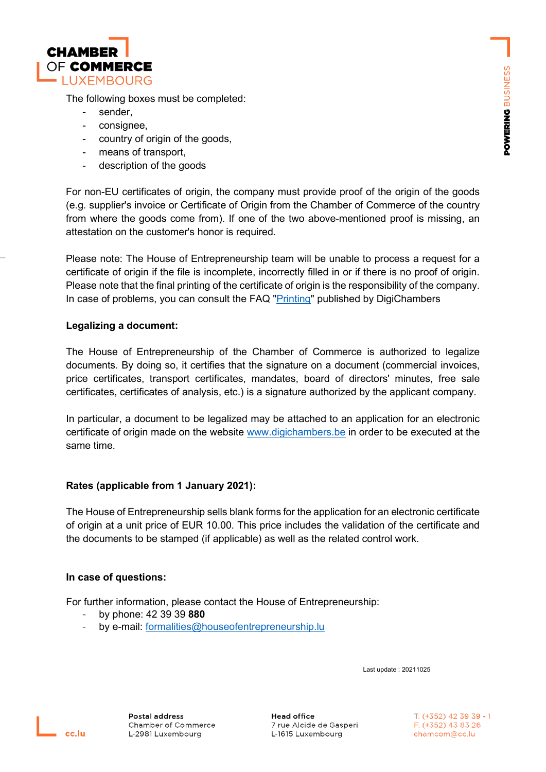The following boxes must be completed:

- sender,
- consignee,
- country of origin of the goods,
- means of transport,
- description of the goods

For non-EU certificates of origin, the company must provide proof of the origin of the goods (e.g. supplier's invoice or Certificate of Origin from the Chamber of Commerce of the country from where the goods come from). If one of the two above-mentioned proof is missing, an attestation on the customer's honor is required.

Please note: The House of Entrepreneurship team will be unable to process a request for a certificate of origin if the file is incomplete, incorrectly filled in or if there is no proof of origin. Please note that the final printing of the certificate of origin is the responsibility of the company. In case of problems, you can consult the FAQ "Printing" published by DigiChambers

**Legalizing a document:**

The House of Entrepreneurship of the Chamber of Commerce is authorized to legalize documents. By doing so, it certifies that the signature on a document (commercial invoices, price certificates, transport certificates, mandates, board of directors' minutes, free sale certificates, certificates of analysis, etc.) is a signature authorized by the applicant company.

In particular, a document to be legalized may be attached to an application for an electronic certificate of origin made on the website www.digichambers.be in order to be executed at the same time.

**Rates (applicable from 1 January 2021):**

The House of Entrepreneurship sells blank forms for the application for an electronic certificate of origin at a unit price of EUR 10.00. This price includes the validation of the certificate and the documents to be stamped (if applicable) as well as the related control work.

**In case of questions:**

For further information, please contact the House of Entrepreneurship:

- by phone: 42 39 39 **880**
- by e-mail: formalities@houseofentrepreneurship.lu

Last update : 20211025